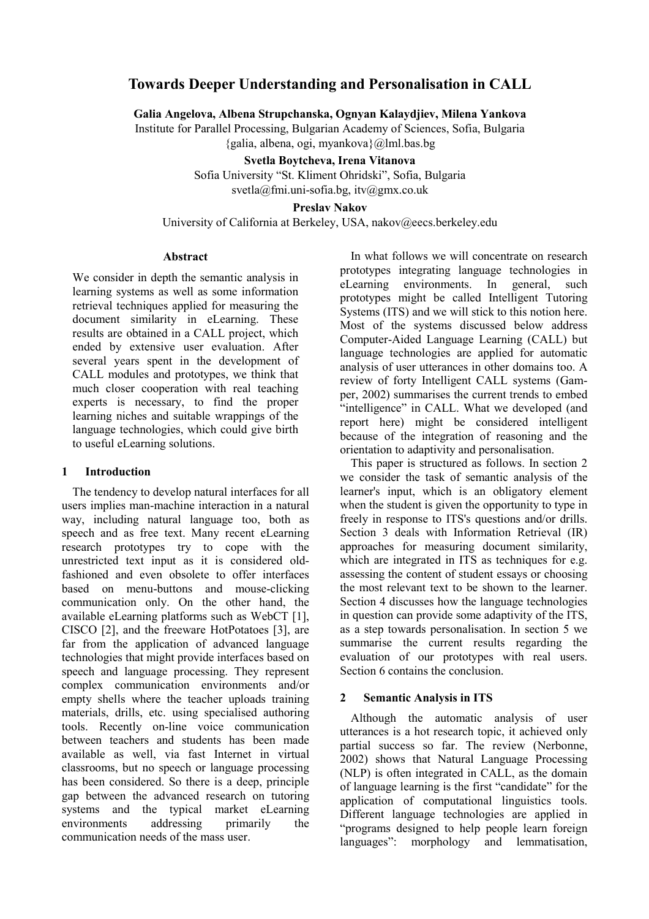# Towards Deeper Understanding and Personalisation in CALL

**Galia Angelova, Albena Strupchanska, Ognyan Kalaydjiev, Milena Yankova**
Institute for Parallel Processing, Bulgarian Academy of Sciences, Sofia, Bulgaria
{galia, albena, ogi, myankova}@lml.bas.bg

**Svetla Boytcheva, Irena Vitanova**
Sofia University "St. Kliment Ohridski", Sofia, Bulgaria
svetla@fmi.uni-sofia.bg, itv@gmx.co.uk

**Preslav Nakov**
University of California at Berkeley, USA, nakov@eecs.berkeley.edu

### Abstract

We consider in depth the semantic analysis in learning systems as well as some information retrieval techniques applied for measuring the document similarity in eLearning. These results are obtained in a CALL project, which ended by extensive user evaluation. After several years spent in the development of CALL modules and prototypes, we think that much closer cooperation with real teaching experts is necessary, to find the proper learning niches and suitable wrappings of the language technologies, which could give birth to useful eLearning solutions.

## 1 Introduction

The tendency to develop natural interfaces for all users implies man-machine interaction in a natural way, including natural language too, both as speech and as free text. Many recent eLearning research prototypes try to cope with the unrestricted text input as it is considered old-fashioned and even obsolete to offer interfaces based on menu-buttons and mouse-clicking communication only. On the other hand, the available eLearning platforms such as WebCT [1], CISCO [2], and the freeware HotPotatoes [3], are far from the application of advanced language technologies that might provide interfaces based on speech and language processing. They represent complex communication environments and/or empty shells where the teacher uploads training materials, drills, etc. using specialised authoring tools. Recently on-line voice communication between teachers and students has been made available as well, via fast Internet in virtual classrooms, but no speech or language processing has been considered. So there is a deep, principle gap between the advanced research on tutoring systems and the typical market eLearning environments addressing primarily the communication needs of the mass user.

In what follows we will concentrate on research prototypes integrating language technologies in eLearning environments. In general, such prototypes might be called Intelligent Tutoring Systems (ITS) and we will stick to this notion here. Most of the systems discussed below address Computer-Aided Language Learning (CALL) but language technologies are applied for automatic analysis of user utterances in other domains too. A review of forty Intelligent CALL systems (Gamper, 2002) summarises the current trends to embed "intelligence" in CALL. What we developed (and report here) might be considered intelligent because of the integration of reasoning and the orientation to adaptivity and personalisation.

This paper is structured as follows. In section 2 we consider the task of semantic analysis of the learner's input, which is an obligatory element when the student is given the opportunity to type in freely in response to ITS's questions and/or drills. Section 3 deals with Information Retrieval (IR) approaches for measuring document similarity, which are integrated in ITS as techniques for e.g. assessing the content of student essays or choosing the most relevant text to be shown to the learner. Section 4 discusses how the language technologies in question can provide some adaptivity of the ITS, as a step towards personalisation. In section 5 we summarise the current results regarding the evaluation of our prototypes with real users. Section 6 contains the conclusion.

## 2 Semantic Analysis in ITS

Although the automatic analysis of user utterances is a hot research topic, it achieved only partial success so far. The review (Nerbonne, 2002) shows that Natural Language Processing (NLP) is often integrated in CALL, as the domain of language learning is the first "candidate" for the application of computational linguistics tools. Different language technologies are applied in "programs designed to help people learn foreign languages": morphology and lemmatisation,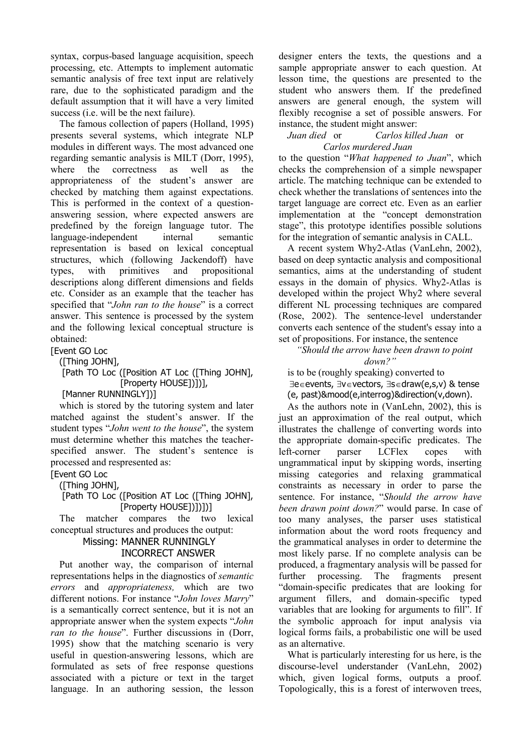syntax, corpus-based language acquisition, speech processing, etc. Attempts to implement automatic semantic analysis of free text input are relatively rare, due to the sophisticated paradigm and the default assumption that it will have a very limited success (i.e. will be the next failure).

The famous collection of papers (Holland, 1995) presents several systems, which integrate NLP modules in different ways. The most advanced one regarding semantic analysis is MILT (Dorr, 1995), where the correctness as well as the appropriateness of the student's answer are checked by matching them against expectations. This is performed in the context of a question-answering session, where expected answers are predefined by the foreign language tutor. The language-independent internal semantic representation is based on lexical conceptual structures, which (following Jackendoff) have types, with primitives and propositional descriptions along different dimensions and fields etc. Consider as an example that the teacher has specified that "*John ran to the house*" is a correct answer. This sentence is processed by the system and the following lexical conceptual structure is obtained:

```
[Event GO Loc
  ([Thing JOHN],
   [Path TO Loc ([Position AT Loc ([Thing JOHN],
                 [Property HOUSE])])],
   [Manner RUNNINGLY])]
```

which is stored by the tutoring system and later matched against the student's answer. If the student types "*John went to the house*", the system must determine whether this matches the teacher-specified answer. The student's sentence is processed and respresented as:

```
[Event GO Loc
  ([Thing JOHN],
   [Path TO Loc ([Position AT Loc ([Thing JOHN],
                 [Property HOUSE])])])]
```

The matcher compares the two lexical conceptual structures and produces the output:

```
Missing: MANNER RUNNINGLY
         INCORRECT ANSWER
```

Put another way, the comparison of internal representations helps in the diagnostics of *semantic errors* and *appropriateness,* which are two different notions. For instance "*John loves Marry*" is a semantically correct sentence, but it is not an appropriate answer when the system expects "*John ran to the house*". Further discussions in (Dorr, 1995) show that the matching scenario is very useful in question-answering lessons, which are formulated as sets of free response questions associated with a picture or text in the target language. In an authoring session, the lesson designer enters the texts, the questions and a sample appropriate answer to each question. At lesson time, the questions are presented to the student who answers them. If the predefined answers are general enough, the system will flexibly recognise a set of possible answers. For instance, the student might answer:

*Juan died* or *Carlos killed Juan* or *Carlos murdered Juan*

to the question "*What happened to Juan*", which checks the comprehension of a simple newspaper article. The matching technique can be extended to check whether the translations of sentences into the target language are correct etc. Even as an earlier implementation at the "concept demonstration stage", this prototype identifies possible solutions for the integration of semantic analysis in CALL.

A recent system Why2-Atlas (VanLehn, 2002), based on deep syntactic analysis and compositional semantics, aims at the understanding of student essays in the domain of physics. Why2-Atlas is developed within the project Why2 where several different NL processing techniques are compared (Rose, 2002). The sentence-level understander converts each sentence of the student's essay into a set of propositions. For instance, the sentence

*"Should the arrow have been drawn to point down?"*

is to be (roughly speaking) converted to

$\exists$e$\in$events, $\exists$v$\in$vectors, $\exists$s$\in$draw(e,s,v) & tense (e, past)&mood(e,interrog)&direction(v,down).

As the authors note in (VanLehn, 2002), this is just an approximation of the real output, which illustrates the challenge of converting words into the appropriate domain-specific predicates. The left-corner parser LCFlex copes with ungrammatical input by skipping words, inserting missing categories and relaxing grammatical constraints as necessary in order to parse the sentence. For instance, "*Should the arrow have been drawn point down?*" would parse. In case of too many analyses, the parser uses statistical information about the word roots frequency and the grammatical analyses in order to determine the most likely parse. If no complete analysis can be produced, a fragmentary analysis will be passed for further processing. The fragments present "domain-specific predicates that are looking for argument fillers, and domain-specific typed variables that are looking for arguments to fill". If the symbolic approach for input analysis via logical forms fails, a probabilistic one will be used as an alternative.

What is particularly interesting for us here, is the discourse-level understander (VanLehn, 2002) which, given logical forms, outputs a proof. Topologically, this is a forest of interwoven trees,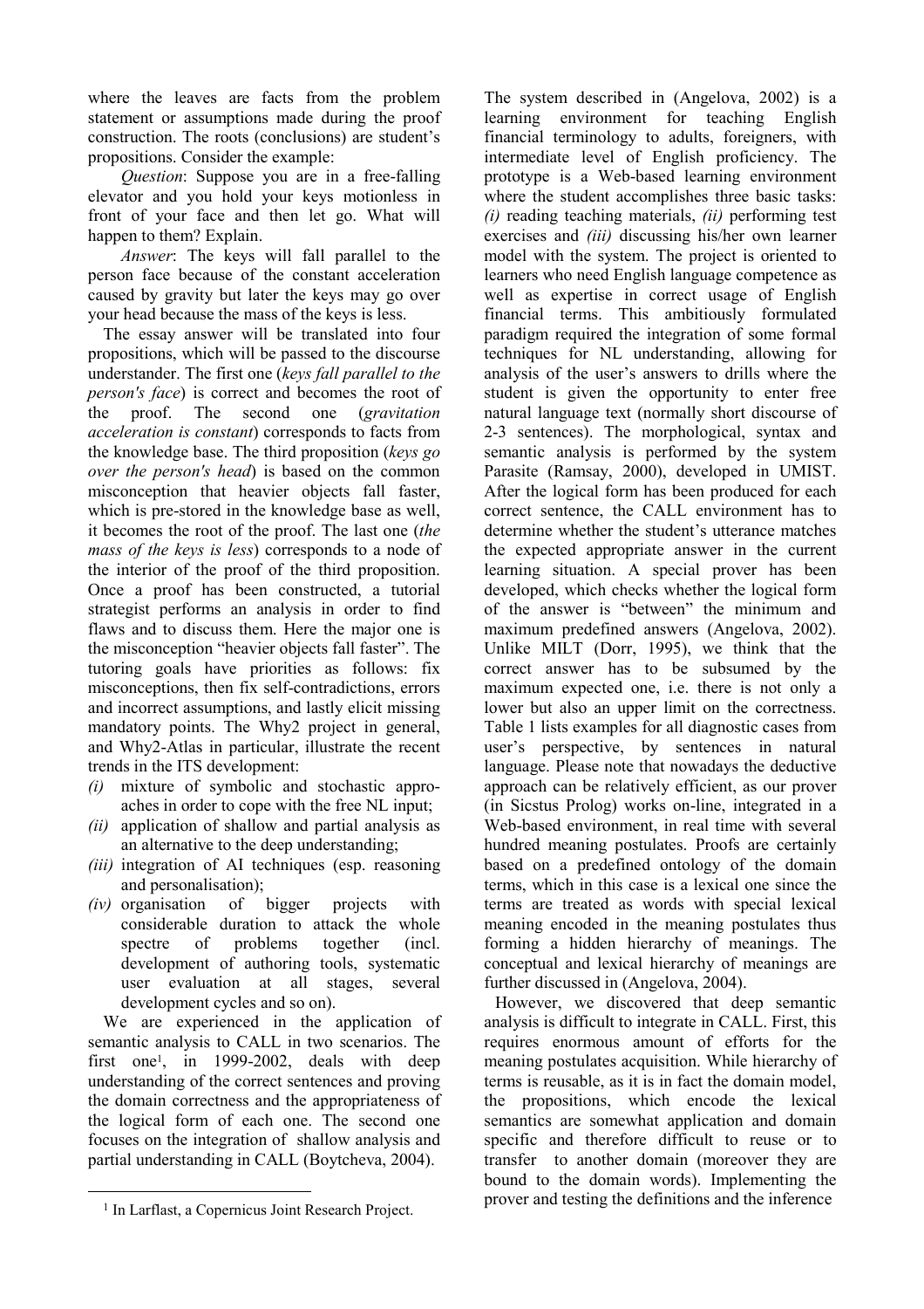where the leaves are facts from the problem statement or assumptions made during the proof construction. The roots (conclusions) are student's propositions. Consider the example:

*Question*: Suppose you are in a free-falling elevator and you hold your keys motionless in front of your face and then let go. What will happen to them? Explain.

*Answer*: The keys will fall parallel to the person face because of the constant acceleration caused by gravity but later the keys may go over your head because the mass of the keys is less.

The essay answer will be translated into four propositions, which will be passed to the discourse understander. The first one (*keys fall parallel to the person's face*) is correct and becomes the root of the proof. The second one (*gravitation acceleration is constant*) corresponds to facts from the knowledge base. The third proposition (*keys go over the person's head*) is based on the common misconception that heavier objects fall faster, which is pre-stored in the knowledge base as well, it becomes the root of the proof. The last one (*the mass of the keys is less*) corresponds to a node of the interior of the proof of the third proposition. Once a proof has been constructed, a tutorial strategist performs an analysis in order to find flaws and to discuss them. Here the major one is the misconception "heavier objects fall faster". The tutoring goals have priorities as follows: fix misconceptions, then fix self-contradictions, errors and incorrect assumptions, and lastly elicit missing mandatory points. The Why2 project in general, and Why2-Atlas in particular, illustrate the recent trends in the ITS development:

*(i)* mixture of symbolic and stochastic approaches in order to cope with the free NL input;
*(ii)* application of shallow and partial analysis as an alternative to the deep understanding;
*(iii)* integration of AI techniques (esp. reasoning and personalisation);
*(iv)* organisation of bigger projects with considerable duration to attack the whole spectre of problems together (incl. development of authoring tools, systematic user evaluation at all stages, several development cycles and so on).

We are experienced in the application of semantic analysis to CALL in two scenarios. The first one[1], in 1999-2002, deals with deep understanding of the correct sentences and proving the domain correctness and the appropriateness of the logical form of each one. The second one focuses on the integration of shallow analysis and partial understanding in CALL (Boytcheva, 2004).

The system described in (Angelova, 2002) is a learning environment for teaching English financial terminology to adults, foreigners, with intermediate level of English proficiency. The prototype is a Web-based learning environment where the student accomplishes three basic tasks: *(i)* reading teaching materials, *(ii)* performing test exercises and *(iii)* discussing his/her own learner model with the system. The project is oriented to learners who need English language competence as well as expertise in correct usage of English financial terms. This ambitiously formulated paradigm required the integration of some formal techniques for NL understanding, allowing for analysis of the user's answers to drills where the student is given the opportunity to enter free natural language text (normally short discourse of 2-3 sentences). The morphological, syntax and semantic analysis is performed by the system Parasite (Ramsay, 2000), developed in UMIST. After the logical form has been produced for each correct sentence, the CALL environment has to determine whether the student's utterance matches the expected appropriate answer in the current learning situation. A special prover has been developed, which checks whether the logical form of the answer is "between" the minimum and maximum predefined answers (Angelova, 2002). Unlike MILT (Dorr, 1995), we think that the correct answer has to be subsumed by the maximum expected one, i.e. there is not only a lower but also an upper limit on the correctness. Table 1 lists examples for all diagnostic cases from user's perspective, by sentences in natural language. Please note that nowadays the deductive approach can be relatively efficient, as our prover (in Sicstus Prolog) works on-line, integrated in a Web-based environment, in real time with several hundred meaning postulates. Proofs are certainly based on a predefined ontology of the domain terms, which in this case is a lexical one since the terms are treated as words with special lexical meaning encoded in the meaning postulates thus forming a hidden hierarchy of meanings. The conceptual and lexical hierarchy of meanings are further discussed in (Angelova, 2004).

However, we discovered that deep semantic analysis is difficult to integrate in CALL. First, this requires enormous amount of efforts for the meaning postulates acquisition. While hierarchy of terms is reusable, as it is in fact the domain model, the propositions, which encode the lexical semantics are somewhat application and domain specific and therefore difficult to reuse or to transfer to another domain (moreover they are bound to the domain words). Implementing the prover and testing the definitions and the inference

[1] In Larflast, a Copernicus Joint Research Project.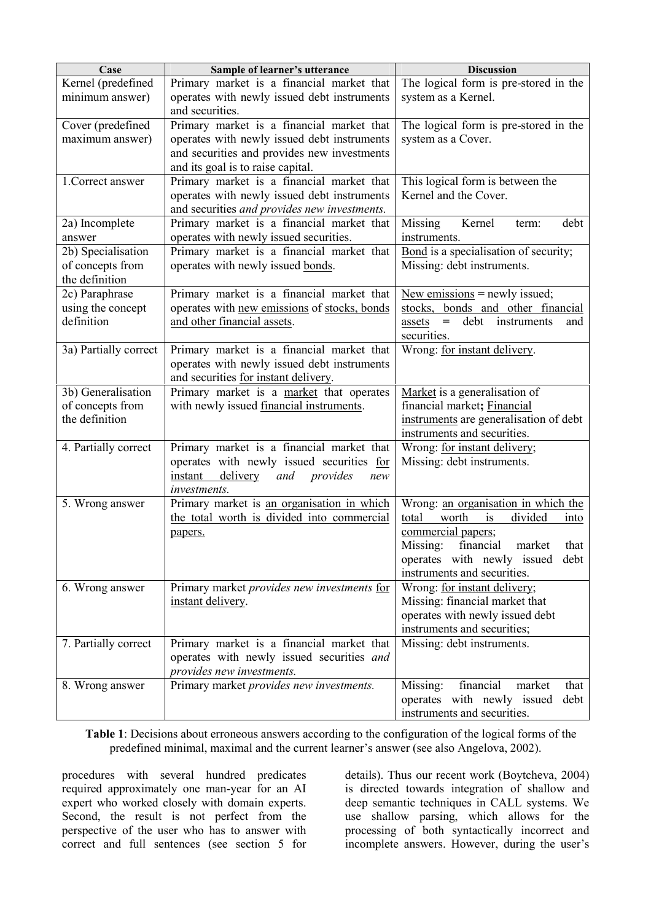| Case | Sample of learner's utterance | Discussion |
|---|---|---|
| Kernel (predefined minimum answer) | Primary market is a financial market that operates with newly issued debt instruments and securities. | The logical form is pre-stored in the system as a Kernel. |
| Cover (predefined maximum answer) | Primary market is a financial market that operates with newly issued debt instruments and securities and provides new investments and its goal is to raise capital. | The logical form is pre-stored in the system as a Cover. |
| 1.Correct answer | Primary market is a financial market that operates with newly issued debt instruments and securities *and provides new investments.* | This logical form is between the Kernel and the Cover. |
| 2a) Incomplete answer | Primary market is a financial market that operates with newly issued securities. | Missing Kernel term: debt instruments. |
| 2b) Specialisation of concepts from the definition | Primary market is a financial market that operates with newly issued bonds. | Bond is a specialisation of security; Missing: debt instruments. |
| 2c) Paraphrase using the concept definition | Primary market is a financial market that operates with new emissions of stocks, bonds and other financial assets. | New emissions = newly issued; stocks, bonds and other financial assets = debt instruments and securities. |
| 3a) Partially correct | Primary market is a financial market that operates with newly issued debt instruments and securities for instant delivery. | Wrong: for instant delivery. |
| 3b) Generalisation of concepts from the definition | Primary market is a market that operates with newly issued financial instruments. | Market is a generalisation of financial market**;** Financial instruments are generalisation of debt instruments and securities. |
| 4. Partially correct | Primary market is a financial market that operates with newly issued securities for instant delivery *and provides new investments.* | Wrong: for instant delivery; Missing: debt instruments. |
| 5. Wrong answer | Primary market is an organisation in which the total worth is divided into commercial papers. | Wrong: an organisation in which the total worth is divided into commercial papers; Missing: financial market that operates with newly issued debt instruments and securities. |
| 6. Wrong answer | Primary market *provides new investments* for instant delivery. | Wrong: for instant delivery; Missing: financial market that operates with newly issued debt instruments and securities; |
| 7. Partially correct | Primary market is a financial market that operates with newly issued securities *and provides new investments.* | Missing: debt instruments. |
| 8. Wrong answer | Primary market *provides new investments.* | Missing: financial market that operates with newly issued debt instruments and securities. |

**Table 1**: Decisions about erroneous answers according to the configuration of the logical forms of the predefined minimal, maximal and the current learner's answer (see also Angelova, 2002).

procedures with several hundred predicates required approximately one man-year for an AI expert who worked closely with domain experts. Second, the result is not perfect from the perspective of the user who has to answer with correct and full sentences (see section 5 for details). Thus our recent work (Boytcheva, 2004) is directed towards integration of shallow and deep semantic techniques in CALL systems. We use shallow parsing, which allows for the processing of both syntactically incorrect and incomplete answers. However, during the user's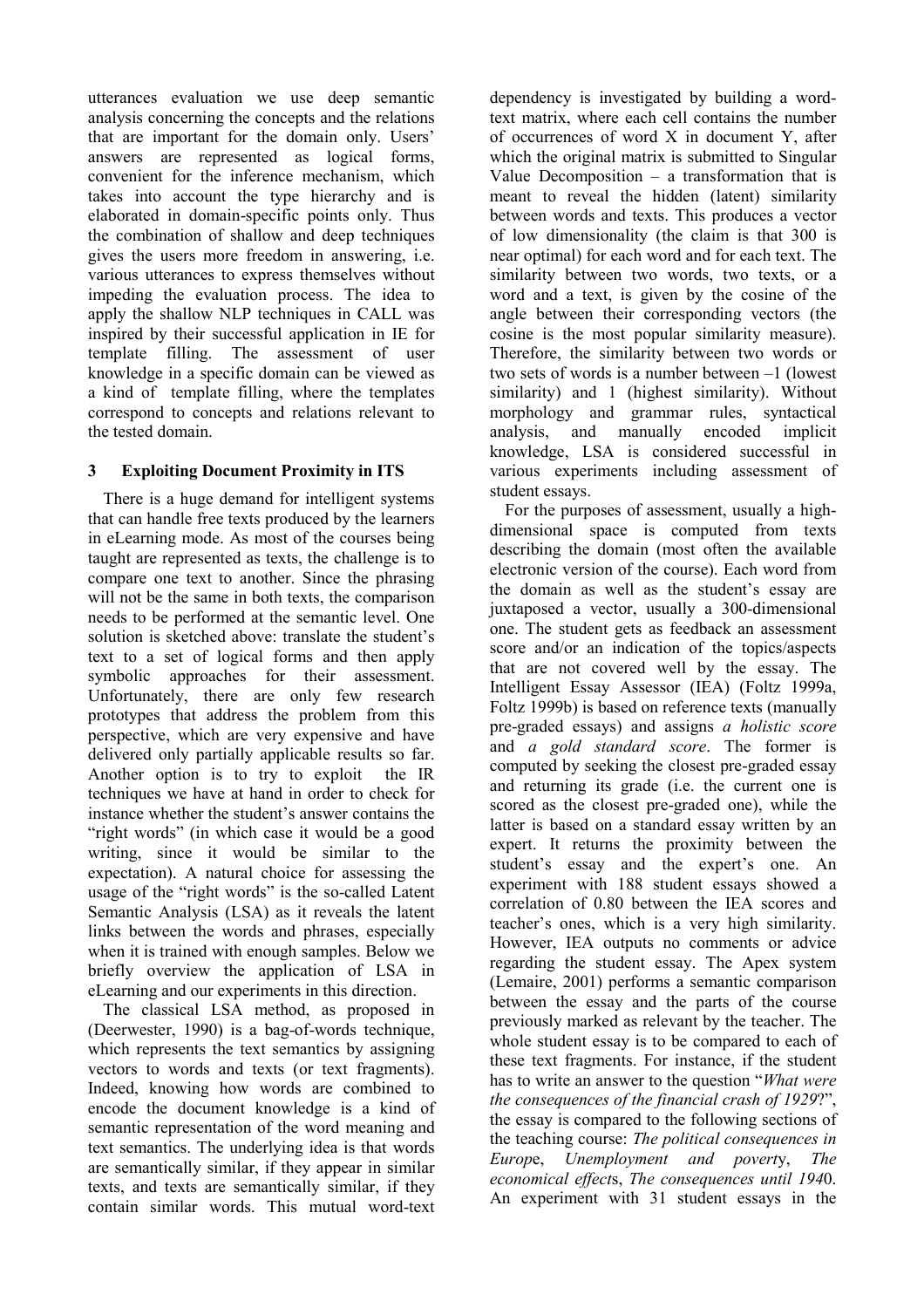utterances evaluation we use deep semantic analysis concerning the concepts and the relations that are important for the domain only. Users' answers are represented as logical forms, convenient for the inference mechanism, which takes into account the type hierarchy and is elaborated in domain-specific points only. Thus the combination of shallow and deep techniques gives the users more freedom in answering, i.e. various utterances to express themselves without impeding the evaluation process. The idea to apply the shallow NLP techniques in CALL was inspired by their successful application in IE for template filling. The assessment of user knowledge in a specific domain can be viewed as a kind of template filling, where the templates correspond to concepts and relations relevant to the tested domain.

## 3 Exploiting Document Proximity in ITS

There is a huge demand for intelligent systems that can handle free texts produced by the learners in eLearning mode. As most of the courses being taught are represented as texts, the challenge is to compare one text to another. Since the phrasing will not be the same in both texts, the comparison needs to be performed at the semantic level. One solution is sketched above: translate the student's text to a set of logical forms and then apply symbolic approaches for their assessment. Unfortunately, there are only few research prototypes that address the problem from this perspective, which are very expensive and have delivered only partially applicable results so far. Another option is to try to exploit the IR techniques we have at hand in order to check for instance whether the student's answer contains the "right words" (in which case it would be a good writing, since it would be similar to the expectation). A natural choice for assessing the usage of the "right words" is the so-called Latent Semantic Analysis (LSA) as it reveals the latent links between the words and phrases, especially when it is trained with enough samples. Below we briefly overview the application of LSA in eLearning and our experiments in this direction.

The classical LSA method, as proposed in (Deerwester, 1990) is a bag-of-words technique, which represents the text semantics by assigning vectors to words and texts (or text fragments). Indeed, knowing how words are combined to encode the document knowledge is a kind of semantic representation of the word meaning and text semantics. The underlying idea is that words are semantically similar, if they appear in similar texts, and texts are semantically similar, if they contain similar words. This mutual word-text dependency is investigated by building a word-text matrix, where each cell contains the number of occurrences of word X in document Y, after which the original matrix is submitted to Singular Value Decomposition – a transformation that is meant to reveal the hidden (latent) similarity between words and texts. This produces a vector of low dimensionality (the claim is that 300 is near optimal) for each word and for each text. The similarity between two words, two texts, or a word and a text, is given by the cosine of the angle between their corresponding vectors (the cosine is the most popular similarity measure). Therefore, the similarity between two words or two sets of words is a number between –1 (lowest similarity) and 1 (highest similarity). Without morphology and grammar rules, syntactical analysis, and manually encoded implicit knowledge, LSA is considered successful in various experiments including assessment of student essays.

For the purposes of assessment, usually a high-dimensional space is computed from texts describing the domain (most often the available electronic version of the course). Each word from the domain as well as the student's essay are juxtaposed a vector, usually a 300-dimensional one. The student gets as feedback an assessment score and/or an indication of the topics/aspects that are not covered well by the essay. The Intelligent Essay Assessor (IEA) (Foltz 1999a, Foltz 1999b) is based on reference texts (manually pre-graded essays) and assigns *a holistic score* and *a gold standard score*. The former is computed by seeking the closest pre-graded essay and returning its grade (i.e. the current one is scored as the closest pre-graded one), while the latter is based on a standard essay written by an expert. It returns the proximity between the student's essay and the expert's one. An experiment with 188 student essays showed a correlation of 0.80 between the IEA scores and teacher's ones, which is a very high similarity. However, IEA outputs no comments or advice regarding the student essay. The Apex system (Lemaire, 2001) performs a semantic comparison between the essay and the parts of the course previously marked as relevant by the teacher. The whole student essay is to be compared to each of these text fragments. For instance, if the student has to write an answer to the question "*What were the consequences of the financial crash of 1929*?", the essay is compared to the following sections of the teaching course: *The political consequences in Europe*, *Unemployment and poverty*, *The economical effects*, *The consequences until 1940*. An experiment with 31 student essays in the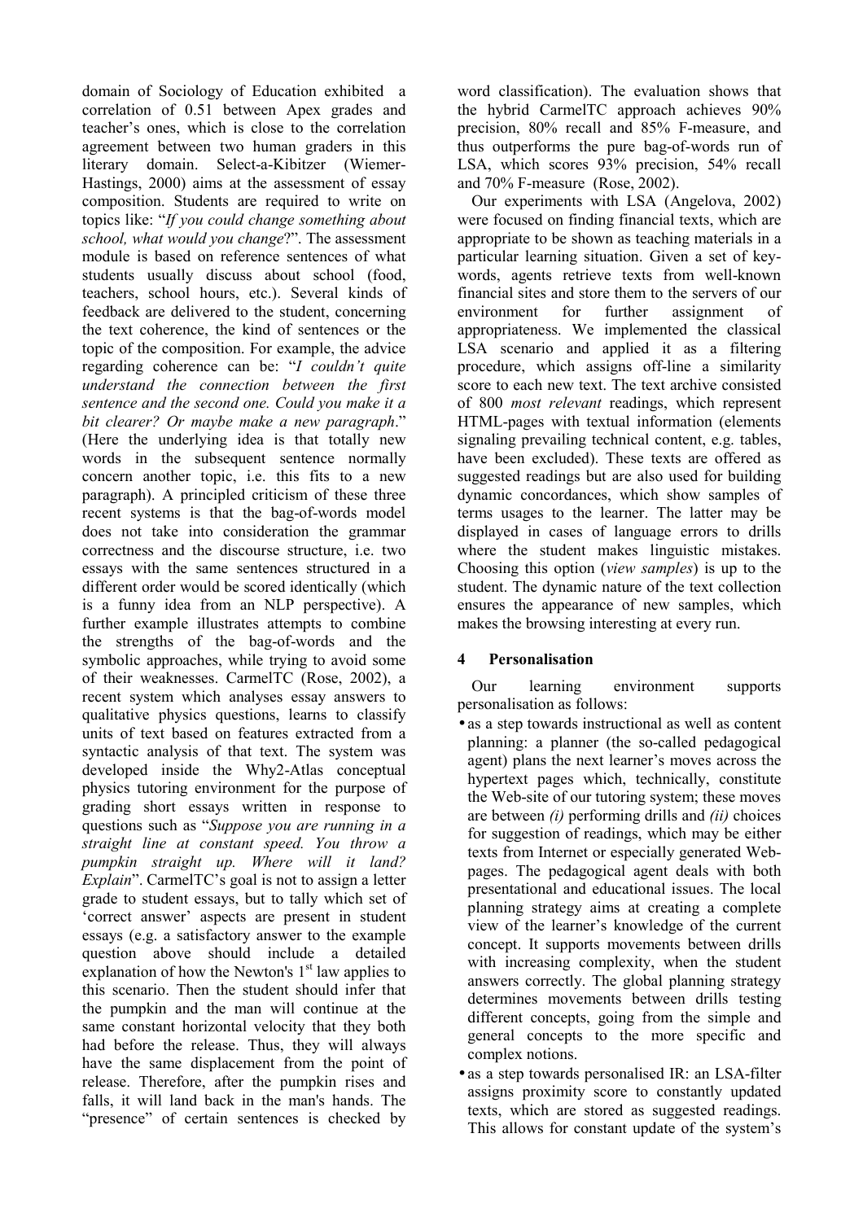domain of Sociology of Education exhibited a correlation of 0.51 between Apex grades and teacher's ones, which is close to the correlation agreement between two human graders in this literary domain. Select-a-Kibitzer (Wiemer-Hastings, 2000) aims at the assessment of essay composition. Students are required to write on topics like: "*If you could change something about school, what would you change*?". The assessment module is based on reference sentences of what students usually discuss about school (food, teachers, school hours, etc.). Several kinds of feedback are delivered to the student, concerning the text coherence, the kind of sentences or the topic of the composition. For example, the advice regarding coherence can be: "*I couldn't quite understand the connection between the first sentence and the second one. Could you make it a bit clearer? Or maybe make a new paragraph*." (Here the underlying idea is that totally new words in the subsequent sentence normally concern another topic, i.e. this fits to a new paragraph). A principled criticism of these three recent systems is that the bag-of-words model does not take into consideration the grammar correctness and the discourse structure, i.e. two essays with the same sentences structured in a different order would be scored identically (which is a funny idea from an NLP perspective). A further example illustrates attempts to combine the strengths of the bag-of-words and the symbolic approaches, while trying to avoid some of their weaknesses. CarmelTC (Rose, 2002), a recent system which analyses essay answers to qualitative physics questions, learns to classify units of text based on features extracted from a syntactic analysis of that text. The system was developed inside the Why2-Atlas conceptual physics tutoring environment for the purpose of grading short essays written in response to questions such as "*Suppose you are running in a straight line at constant speed. You throw a pumpkin straight up. Where will it land? Explain*". CarmelTC's goal is not to assign a letter grade to student essays, but to tally which set of 'correct answer' aspects are present in student essays (e.g. a satisfactory answer to the example question above should include a detailed explanation of how the Newton's 1st law applies to this scenario. Then the student should infer that the pumpkin and the man will continue at the same constant horizontal velocity that they both had before the release. Thus, they will always have the same displacement from the point of release. Therefore, after the pumpkin rises and falls, it will land back in the man's hands. The "presence" of certain sentences is checked by word classification). The evaluation shows that the hybrid CarmelTC approach achieves 90% precision, 80% recall and 85% F-measure, and thus outperforms the pure bag-of-words run of LSA, which scores 93% precision, 54% recall and 70% F-measure (Rose, 2002).

Our experiments with LSA (Angelova, 2002) were focused on finding financial texts, which are appropriate to be shown as teaching materials in a particular learning situation. Given a set of key-words, agents retrieve texts from well-known financial sites and store them to the servers of our environment for further assignment of appropriateness. We implemented the classical LSA scenario and applied it as a filtering procedure, which assigns off-line a similarity score to each new text. The text archive consisted of 800 *most relevant* readings, which represent HTML-pages with textual information (elements signaling prevailing technical content, e.g. tables, have been excluded). These texts are offered as suggested readings but are also used for building dynamic concordances, which show samples of terms usages to the learner. The latter may be displayed in cases of language errors to drills where the student makes linguistic mistakes. Choosing this option (*view samples*) is up to the student. The dynamic nature of the text collection ensures the appearance of new samples, which makes the browsing interesting at every run.

## 4 Personalisation

Our learning environment supports personalisation as follows:

- as a step towards instructional as well as content planning: a planner (the so-called pedagogical agent) plans the next learner's moves across the hypertext pages which, technically, constitute the Web-site of our tutoring system; these moves are between *(i)* performing drills and *(ii)* choices for suggestion of readings, which may be either texts from Internet or especially generated Web-pages. The pedagogical agent deals with both presentational and educational issues. The local planning strategy aims at creating a complete view of the learner's knowledge of the current concept. It supports movements between drills with increasing complexity, when the student answers correctly. The global planning strategy determines movements between drills testing different concepts, going from the simple and general concepts to the more specific and complex notions.
- as a step towards personalised IR: an LSA-filter assigns proximity score to constantly updated texts, which are stored as suggested readings. This allows for constant update of the system's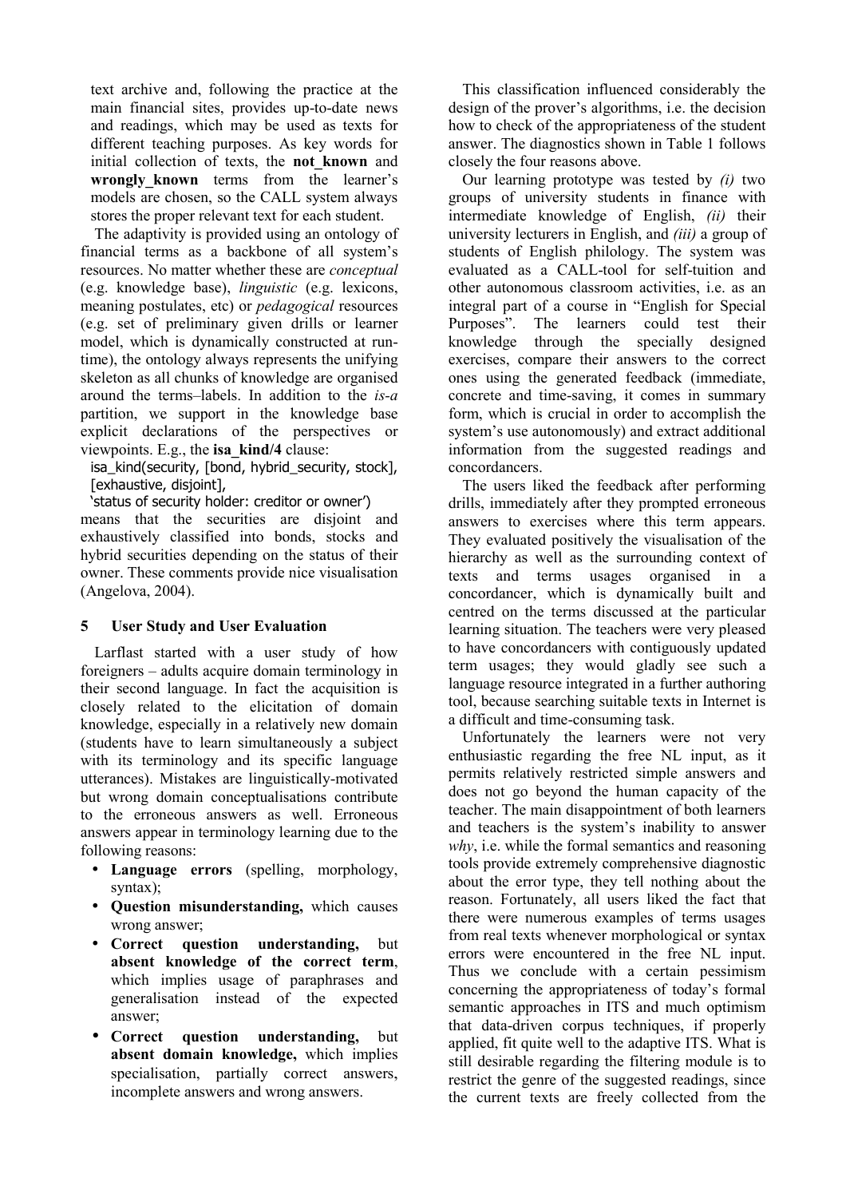text archive and, following the practice at the main financial sites, provides up-to-date news and readings, which may be used as texts for different teaching purposes. As key words for initial collection of texts, the **not_known** and **wrongly_known** terms from the learner's models are chosen, so the CALL system always stores the proper relevant text for each student.

The adaptivity is provided using an ontology of financial terms as a backbone of all system's resources. No matter whether these are *conceptual* (e.g. knowledge base), *linguistic* (e.g. lexicons, meaning postulates, etc) or *pedagogical* resources (e.g. set of preliminary given drills or learner model, which is dynamically constructed at run-time), the ontology always represents the unifying skeleton as all chunks of knowledge are organised around the terms–labels. In addition to the *is-a* partition, we support in the knowledge base explicit declarations of the perspectives or viewpoints. E.g., the **isa_kind/4** clause:

```
isa_kind(security, [bond, hybrid_security, stock],
[exhaustive, disjoint],
'status of security holder: creditor or owner')
```

means that the securities are disjoint and exhaustively classified into bonds, stocks and hybrid securities depending on the status of their owner. These comments provide nice visualisation (Angelova, 2004).

## 5 User Study and User Evaluation

Larflast started with a user study of how foreigners – adults acquire domain terminology in their second language. In fact the acquisition is closely related to the elicitation of domain knowledge, especially in a relatively new domain (students have to learn simultaneously a subject with its terminology and its specific language utterances). Mistakes are linguistically-motivated but wrong domain conceptualisations contribute to the erroneous answers as well. Erroneous answers appear in terminology learning due to the following reasons:

- **Language errors** (spelling, morphology, syntax);
- **Question misunderstanding,** which causes wrong answer;
- **Correct question understanding,** but **absent knowledge of the correct term**, which implies usage of paraphrases and generalisation instead of the expected answer;
- **Correct question understanding,** but **absent domain knowledge,** which implies specialisation, partially correct answers, incomplete answers and wrong answers.

This classification influenced considerably the design of the prover's algorithms, i.e. the decision how to check of the appropriateness of the student answer. The diagnostics shown in Table 1 follows closely the four reasons above.

Our learning prototype was tested by *(i)* two groups of university students in finance with intermediate knowledge of English, *(ii)* their university lecturers in English, and *(iii)* a group of students of English philology. The system was evaluated as a CALL-tool for self-tuition and other autonomous classroom activities, i.e. as an integral part of a course in "English for Special Purposes". The learners could test their knowledge through the specially designed exercises, compare their answers to the correct ones using the generated feedback (immediate, concrete and time-saving, it comes in summary form, which is crucial in order to accomplish the system's use autonomously) and extract additional information from the suggested readings and concordancers.

The users liked the feedback after performing drills, immediately after they prompted erroneous answers to exercises where this term appears. They evaluated positively the visualisation of the hierarchy as well as the surrounding context of texts and terms usages organised in a concordancer, which is dynamically built and centred on the terms discussed at the particular learning situation. The teachers were very pleased to have concordancers with contiguously updated term usages; they would gladly see such a language resource integrated in a further authoring tool, because searching suitable texts in Internet is a difficult and time-consuming task.

Unfortunately the learners were not very enthusiastic regarding the free NL input, as it permits relatively restricted simple answers and does not go beyond the human capacity of the teacher. The main disappointment of both learners and teachers is the system's inability to answer *why*, i.e. while the formal semantics and reasoning tools provide extremely comprehensive diagnostic about the error type, they tell nothing about the reason. Fortunately, all users liked the fact that there were numerous examples of terms usages from real texts whenever morphological or syntax errors were encountered in the free NL input. Thus we conclude with a certain pessimism concerning the appropriateness of today's formal semantic approaches in ITS and much optimism that data-driven corpus techniques, if properly applied, fit quite well to the adaptive ITS. What is still desirable regarding the filtering module is to restrict the genre of the suggested readings, since the current texts are freely collected from the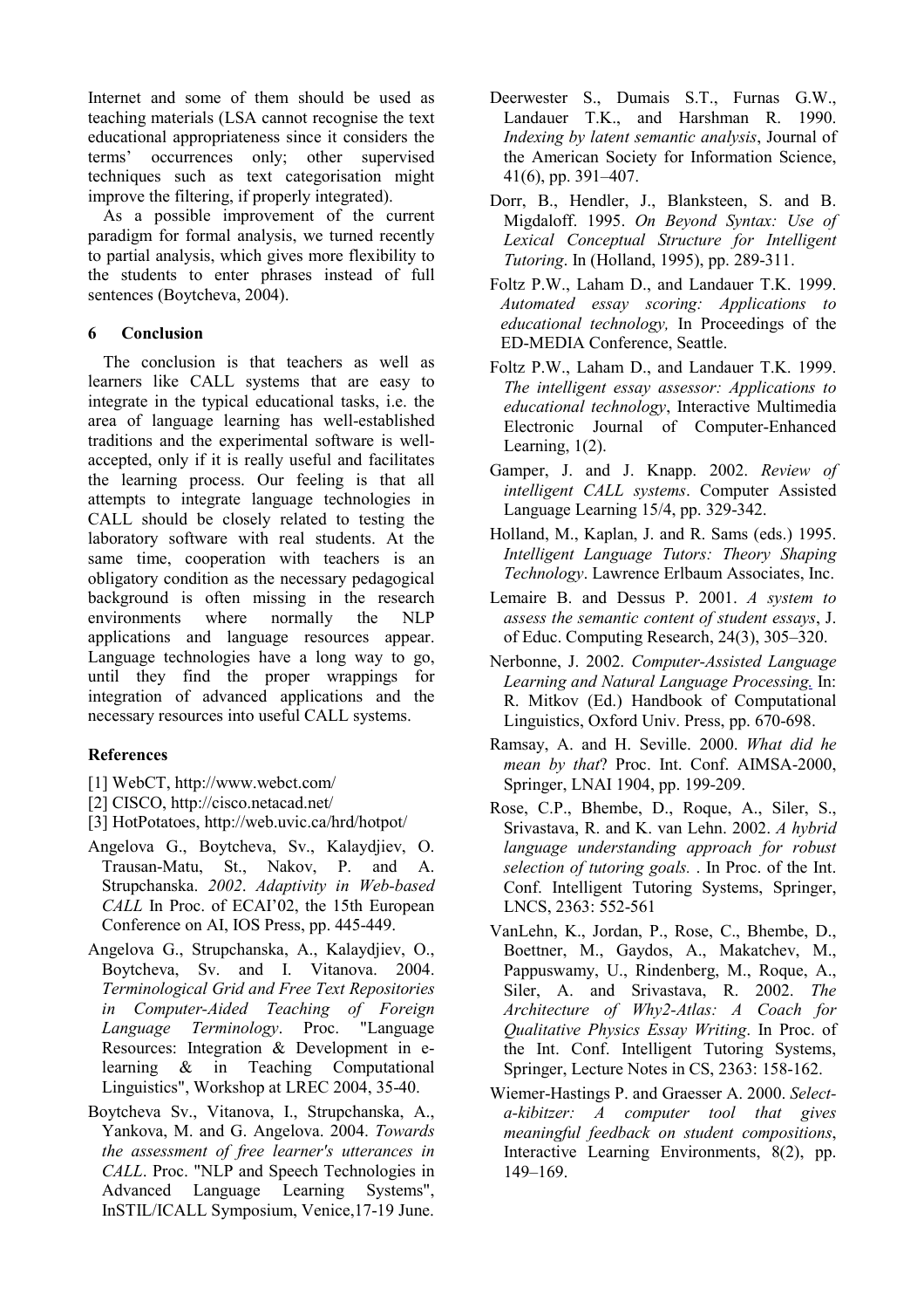Internet and some of them should be used as teaching materials (LSA cannot recognise the text educational appropriateness since it considers the terms' occurrences only; other supervised techniques such as text categorisation might improve the filtering, if properly integrated).

As a possible improvement of the current paradigm for formal analysis, we turned recently to partial analysis, which gives more flexibility to the students to enter phrases instead of full sentences (Boytcheva, 2004).

## 6 Conclusion

The conclusion is that teachers as well as learners like CALL systems that are easy to integrate in the typical educational tasks, i.e. the area of language learning has well-established traditions and the experimental software is well-accepted, only if it is really useful and facilitates the learning process. Our feeling is that all attempts to integrate language technologies in CALL should be closely related to testing the laboratory software with real students. At the same time, cooperation with teachers is an obligatory condition as the necessary pedagogical background is often missing in the research environments where normally the NLP applications and language resources appear. Language technologies have a long way to go, until they find the proper wrappings for integration of advanced applications and the necessary resources into useful CALL systems.

## References

[1] WebCT, http://www.webct.com/

[2] CISCO, http://cisco.netacad.net/

[3] HotPotatoes, http://web.uvic.ca/hrd/hotpot/

Angelova G., Boytcheva, Sv., Kalaydjiev, O. Trausan-Matu, St., Nakov, P. and A. Strupchanska. *2002*. *Adaptivity in Web-based CALL* In Proc. of ECAI'02, the 15th European Conference on AI, IOS Press, pp. 445-449.

Angelova G., Strupchanska, A., Kalaydjiev, O., Boytcheva, Sv. and I. Vitanova. 2004. *Terminological Grid and Free Text Repositories in Computer-Aided Teaching of Foreign Language Terminology*. Proc. "Language Resources: Integration & Development in e-learning & in Teaching Computational Linguistics", Workshop at LREC 2004, 35-40.

Boytcheva Sv., Vitanova, I., Strupchanska, A., Yankova, M. and G. Angelova. 2004. *Towards the assessment of free learner's utterances in CALL*. Proc. "NLP and Speech Technologies in Advanced Language Learning Systems", InSTIL/ICALL Symposium, Venice,17-19 June.

Deerwester S., Dumais S.T., Furnas G.W., Landauer T.K., and Harshman R. 1990. *Indexing by latent semantic analysis*, Journal of the American Society for Information Science, 41(6), pp. 391–407.

Dorr, B., Hendler, J., Blanksteen, S. and B. Migdaloff. 1995. *On Beyond Syntax: Use of Lexical Conceptual Structure for Intelligent Tutoring*. In (Holland, 1995), pp. 289-311.

Foltz P.W., Laham D., and Landauer T.K. 1999. *Automated essay scoring: Applications to educational technology,* In Proceedings of the ED-MEDIA Conference, Seattle.

Foltz P.W., Laham D., and Landauer T.K. 1999. *The intelligent essay assessor: Applications to educational technology*, Interactive Multimedia Electronic Journal of Computer-Enhanced Learning, 1(2).

Gamper, J. and J. Knapp. 2002. *Review of intelligent CALL systems*. Computer Assisted Language Learning 15/4, pp. 329-342.

Holland, M., Kaplan, J. and R. Sams (eds.) 1995. *Intelligent Language Tutors: Theory Shaping Technology*. Lawrence Erlbaum Associates, Inc.

Lemaire B. and Dessus P. 2001. *A system to assess the semantic content of student essays*, J. of Educ. Computing Research, 24(3), 305–320.

Nerbonne, J. 2002. *Computer-Assisted Language Learning and Natural Language Processing*. In: R. Mitkov (Ed.) Handbook of Computational Linguistics, Oxford Univ. Press, pp. 670-698.

Ramsay, A. and H. Seville. 2000. *What did he mean by that*? Proc. Int. Conf. AIMSA-2000, Springer, LNAI 1904, pp. 199-209.

Rose, C.P., Bhembe, D., Roque, A., Siler, S., Srivastava, R. and K. van Lehn. 2002. *A hybrid language understanding approach for robust selection of tutoring goals.* . In Proc. of the Int. Conf. Intelligent Tutoring Systems, Springer, LNCS, 2363: 552-561

VanLehn, K., Jordan, P., Rose, C., Bhembe, D., Boettner, M., Gaydos, A., Makatchev, M., Pappuswamy, U., Rindenberg, M., Roque, A., Siler, A. and Srivastava, R. 2002. *The Architecture of Why2-Atlas: A Coach for Qualitative Physics Essay Writing*. In Proc. of the Int. Conf. Intelligent Tutoring Systems, Springer, Lecture Notes in CS, 2363: 158-162.

Wiemer-Hastings P. and Graesser A. 2000. *Select-a-kibitzer: A computer tool that gives meaningful feedback on student compositions*, Interactive Learning Environments, 8(2), pp. 149–169.